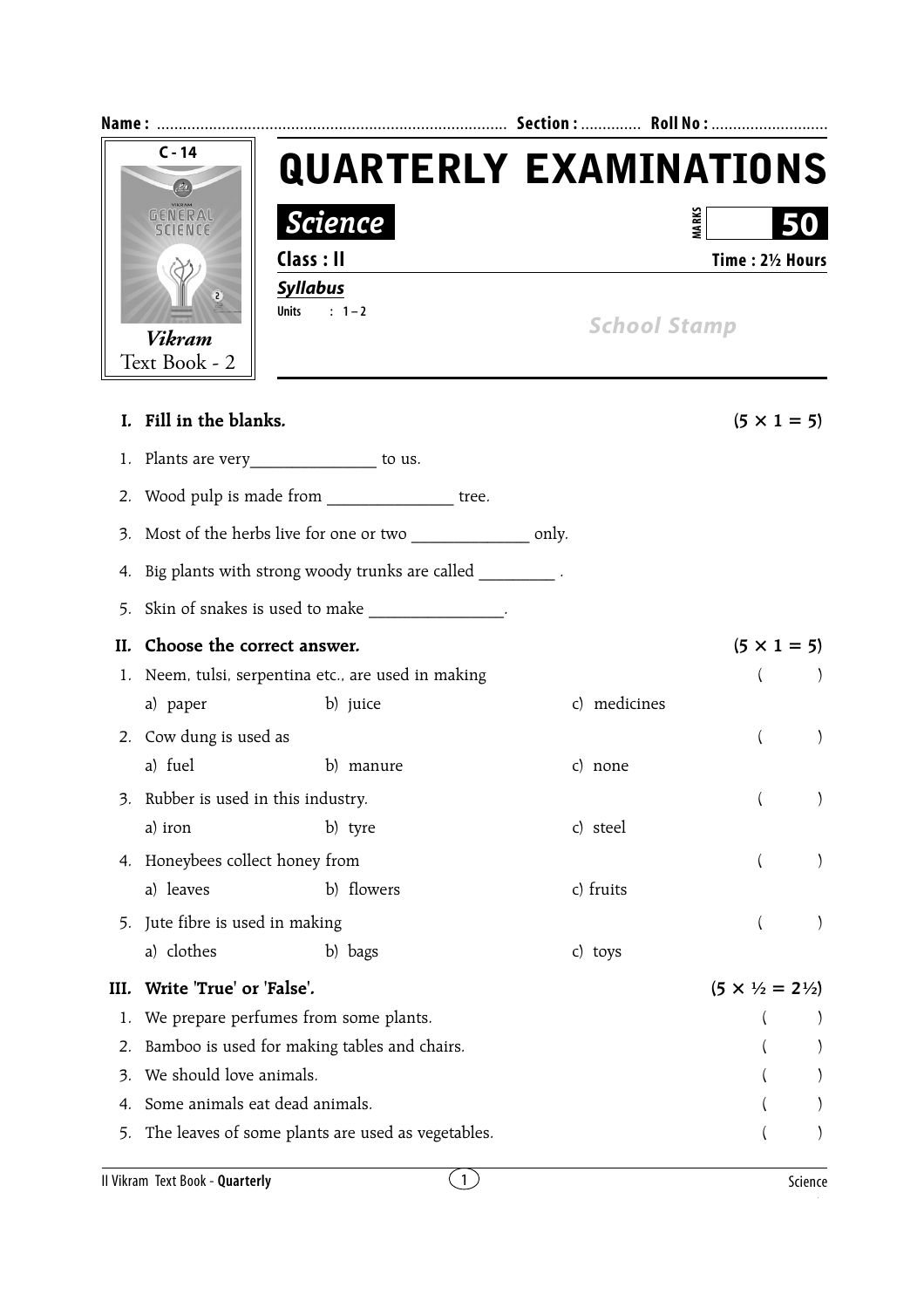Name : ................................................................................ Section : ............. Roll No : ...........................

C - 14

*Vikram*
Text Book - 2

# QUARTERLY EXAMINATIONS

## *Science*

MARKS **50**

**Class : II** **Time : 2½ Hours**

***Syllabus***

**Units : 1 – 2**

*School Stamp*

---

### I. Fill in the blanks. (5 × 1 = 5)

1. Plants are very_______________ to us.
2. Wood pulp is made from _______________ tree.
3. Most of the herbs live for one or two ______________ only.
4. Big plants with strong woody trunks are called _________ .
5. Skin of snakes is used to make ________________.

### II. Choose the correct answer. (5 × 1 = 5)

1. Neem, tulsi, serpentina etc., are used in making ( )

   a) paper b) juice c) medicines

2. Cow dung is used as ( )

   a) fuel b) manure c) none

3. Rubber is used in this industry. ( )

   a) iron b) tyre c) steel

4. Honeybees collect honey from ( )

   a) leaves b) flowers c) fruits

5. Jute fibre is used in making ( )

   a) clothes b) bags c) toys

### III. Write 'True' or 'False'. (5 × ½ = 2½)

1. We prepare perfumes from some plants. ( )
2. Bamboo is used for making tables and chairs. ( )
3. We should love animals. ( )
4. Some animals eat dead animals. ( )
5. The leaves of some plants are used as vegetables. ( )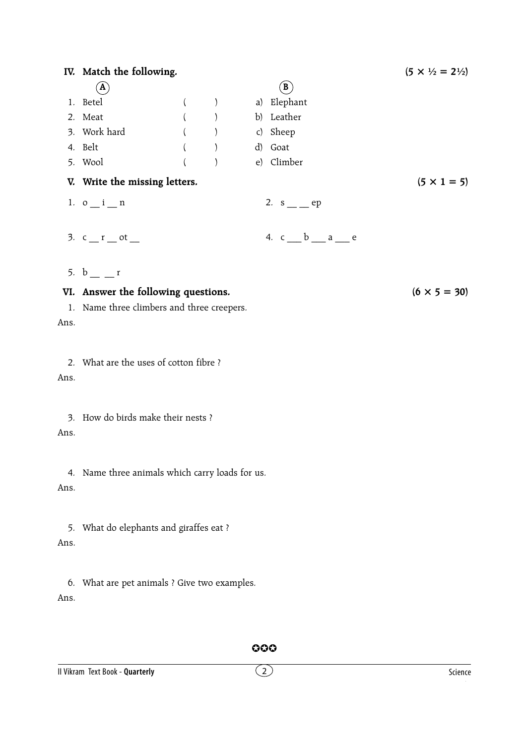## IV. Match the following. (5 × ½ = 2½)

| A | | B |
|---|---|---|
| 1. Betel | (     ) | a) Elephant |
| 2. Meat | (     ) | b) Leather |
| 3. Work hard | (     ) | c) Sheep |
| 4. Belt | (     ) | d) Goat |
| 5. Wool | (     ) | e) Climber |

## V. Write the missing letters. (5 × 1 = 5)

1. o __ i __ n

2. s __ __ ep

3. c __ r __ ot __

4. c ___ b ___ a ___ e

5. b __ __ r

## VI. Answer the following questions. (6 × 5 = 30)

1. Name three climbers and three creepers.

Ans.

2. What are the uses of cotton fibre ?

Ans.

3. How do birds make their nests ?

Ans.

4. Name three animals which carry loads for us.

Ans.

5. What do elephants and giraffes eat ?

Ans.

6. What are pet animals ? Give two examples.

Ans.

✪✪✪